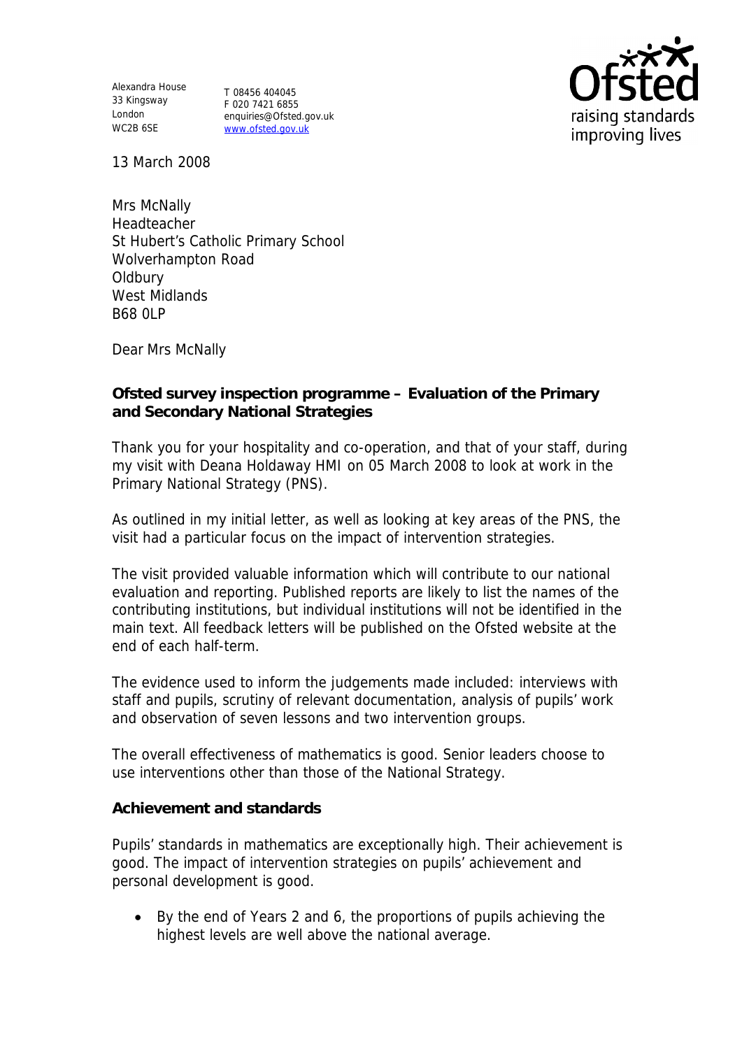Alexandra House
33 Kingsway
London
WC2B 6SE

T 08456 404045
F 020 7421 6855
enquiries@Ofsted.gov.uk
www.ofsted.gov.uk

13 March 2008

Mrs McNally
Headteacher
St Hubert's Catholic Primary School
Wolverhampton Road
Oldbury
West Midlands
B68 0LP

Dear Mrs McNally

**Ofsted survey inspection programme – Evaluation of the Primary and Secondary National Strategies**

Thank you for your hospitality and co-operation, and that of your staff, during my visit with Deana Holdaway HMI on 05 March 2008 to look at work in the Primary National Strategy (PNS).

As outlined in my initial letter, as well as looking at key areas of the PNS, the visit had a particular focus on the impact of intervention strategies.

The visit provided valuable information which will contribute to our national evaluation and reporting. Published reports are likely to list the names of the contributing institutions, but individual institutions will not be identified in the main text. All feedback letters will be published on the Ofsted website at the end of each half-term.

The evidence used to inform the judgements made included: interviews with staff and pupils, scrutiny of relevant documentation, analysis of pupils' work and observation of seven lessons and two intervention groups.

The overall effectiveness of mathematics is good. Senior leaders choose to use interventions other than those of the National Strategy.

**Achievement and standards**

Pupils' standards in mathematics are exceptionally high. Their achievement is good. The impact of intervention strategies on pupils' achievement and personal development is good.

- By the end of Years 2 and 6, the proportions of pupils achieving the highest levels are well above the national average.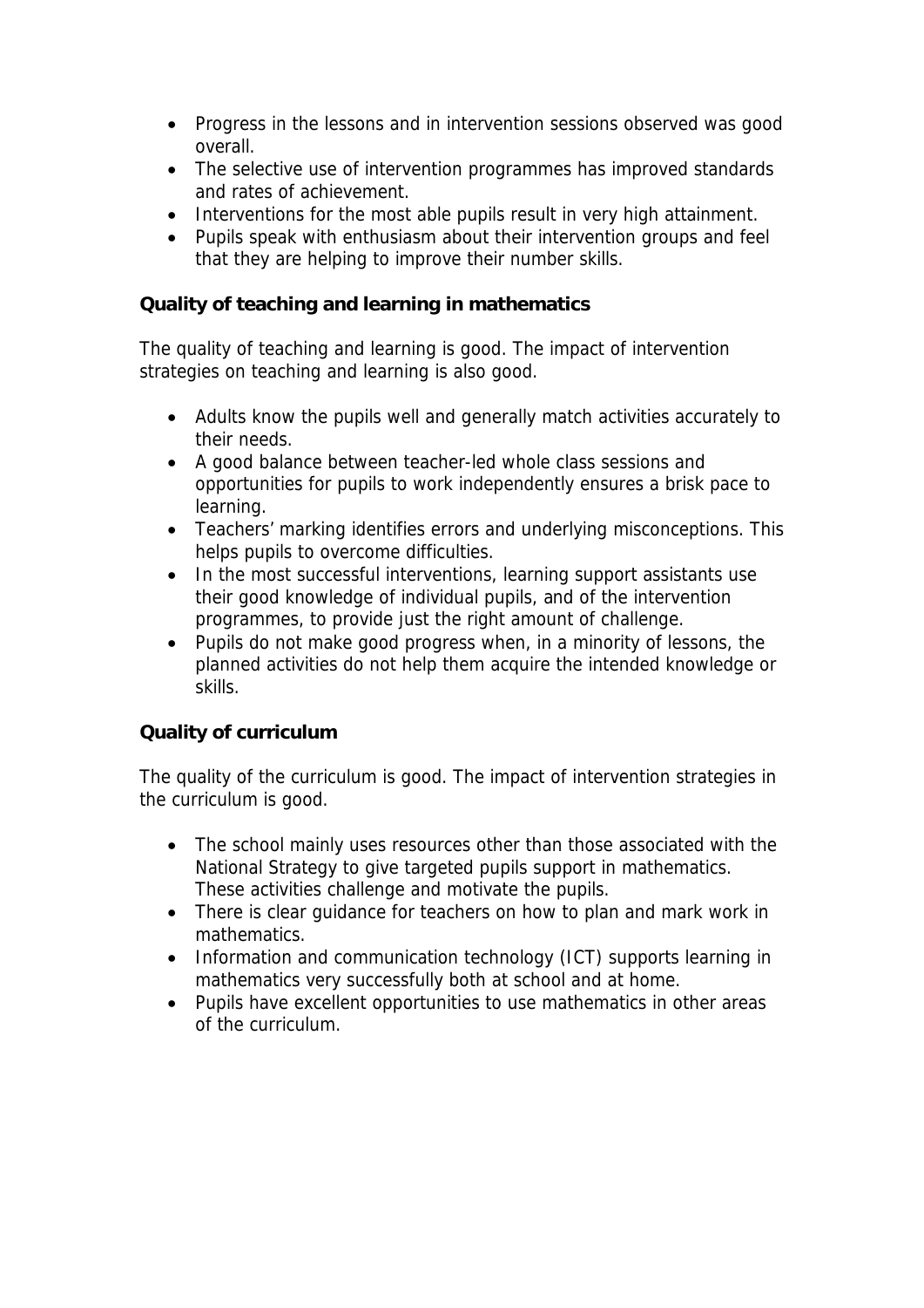- Progress in the lessons and in intervention sessions observed was good overall.
- The selective use of intervention programmes has improved standards and rates of achievement.
- Interventions for the most able pupils result in very high attainment.
- Pupils speak with enthusiasm about their intervention groups and feel that they are helping to improve their number skills.

**Quality of teaching and learning in mathematics**

The quality of teaching and learning is good. The impact of intervention strategies on teaching and learning is also good.

- Adults know the pupils well and generally match activities accurately to their needs.
- A good balance between teacher-led whole class sessions and opportunities for pupils to work independently ensures a brisk pace to learning.
- Teachers' marking identifies errors and underlying misconceptions. This helps pupils to overcome difficulties.
- In the most successful interventions, learning support assistants use their good knowledge of individual pupils, and of the intervention programmes, to provide just the right amount of challenge.
- Pupils do not make good progress when, in a minority of lessons, the planned activities do not help them acquire the intended knowledge or skills.

**Quality of curriculum**

The quality of the curriculum is good. The impact of intervention strategies in the curriculum is good.

- The school mainly uses resources other than those associated with the National Strategy to give targeted pupils support in mathematics. These activities challenge and motivate the pupils.
- There is clear guidance for teachers on how to plan and mark work in mathematics.
- Information and communication technology (ICT) supports learning in mathematics very successfully both at school and at home.
- Pupils have excellent opportunities to use mathematics in other areas of the curriculum.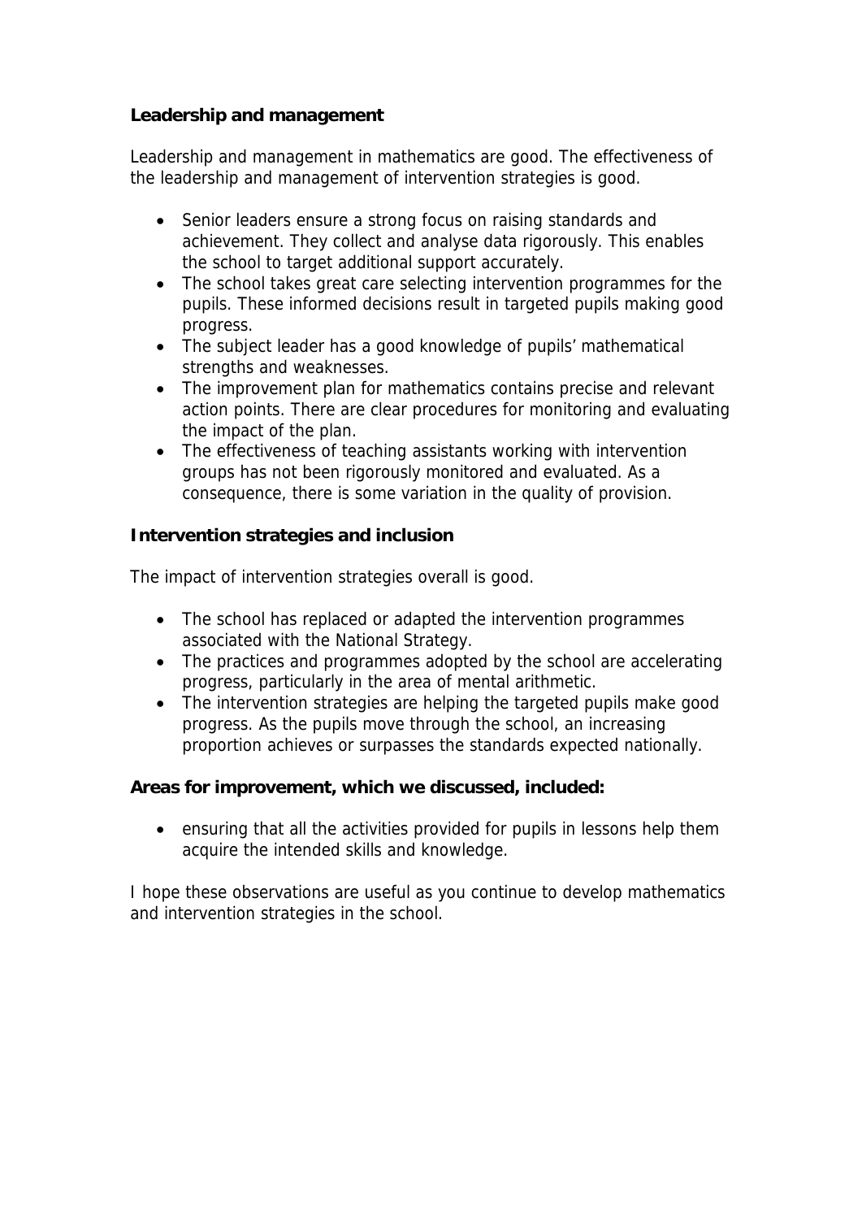**Leadership and management**

Leadership and management in mathematics are good. The effectiveness of the leadership and management of intervention strategies is good.

- Senior leaders ensure a strong focus on raising standards and achievement. They collect and analyse data rigorously. This enables the school to target additional support accurately.
- The school takes great care selecting intervention programmes for the pupils. These informed decisions result in targeted pupils making good progress.
- The subject leader has a good knowledge of pupils' mathematical strengths and weaknesses.
- The improvement plan for mathematics contains precise and relevant action points. There are clear procedures for monitoring and evaluating the impact of the plan.
- The effectiveness of teaching assistants working with intervention groups has not been rigorously monitored and evaluated. As a consequence, there is some variation in the quality of provision.

**Intervention strategies and inclusion**

The impact of intervention strategies overall is good.

- The school has replaced or adapted the intervention programmes associated with the National Strategy.
- The practices and programmes adopted by the school are accelerating progress, particularly in the area of mental arithmetic.
- The intervention strategies are helping the targeted pupils make good progress. As the pupils move through the school, an increasing proportion achieves or surpasses the standards expected nationally.

**Areas for improvement, which we discussed, included:**

- ensuring that all the activities provided for pupils in lessons help them acquire the intended skills and knowledge.

I hope these observations are useful as you continue to develop mathematics and intervention strategies in the school.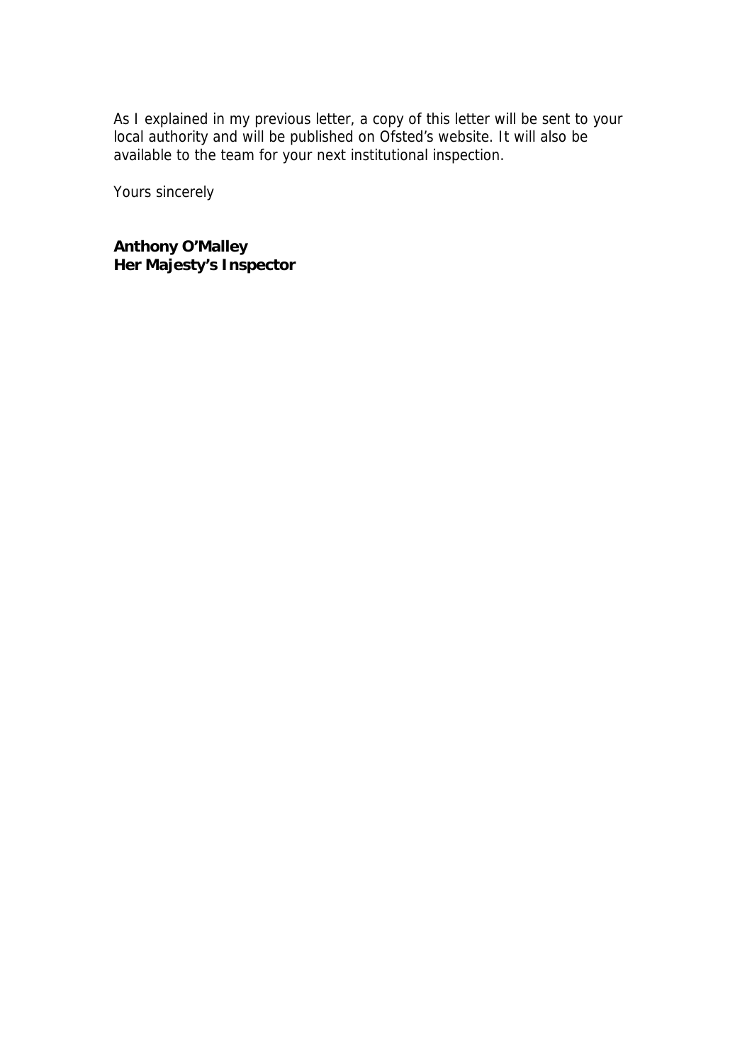As I explained in my previous letter, a copy of this letter will be sent to your local authority and will be published on Ofsted's website. It will also be available to the team for your next institutional inspection.

Yours sincerely

**Anthony O'Malley**
**Her Majesty's Inspector**